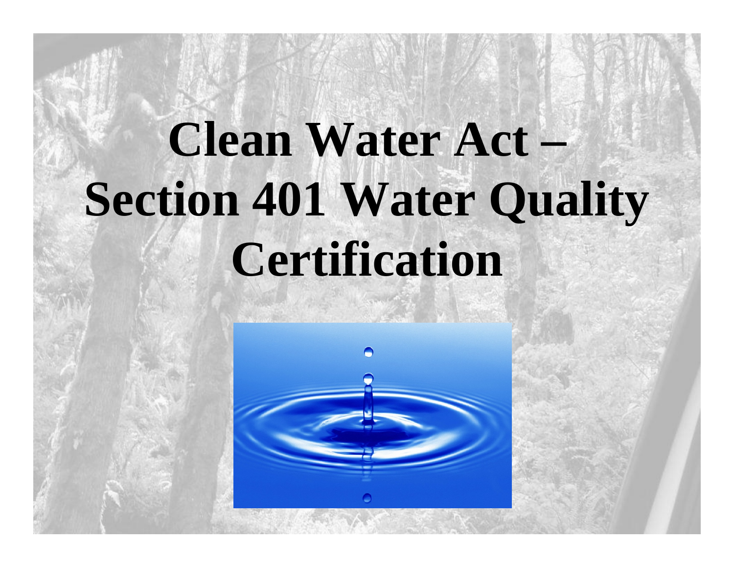# Clean Water Act – Section 401 Water Quality Certification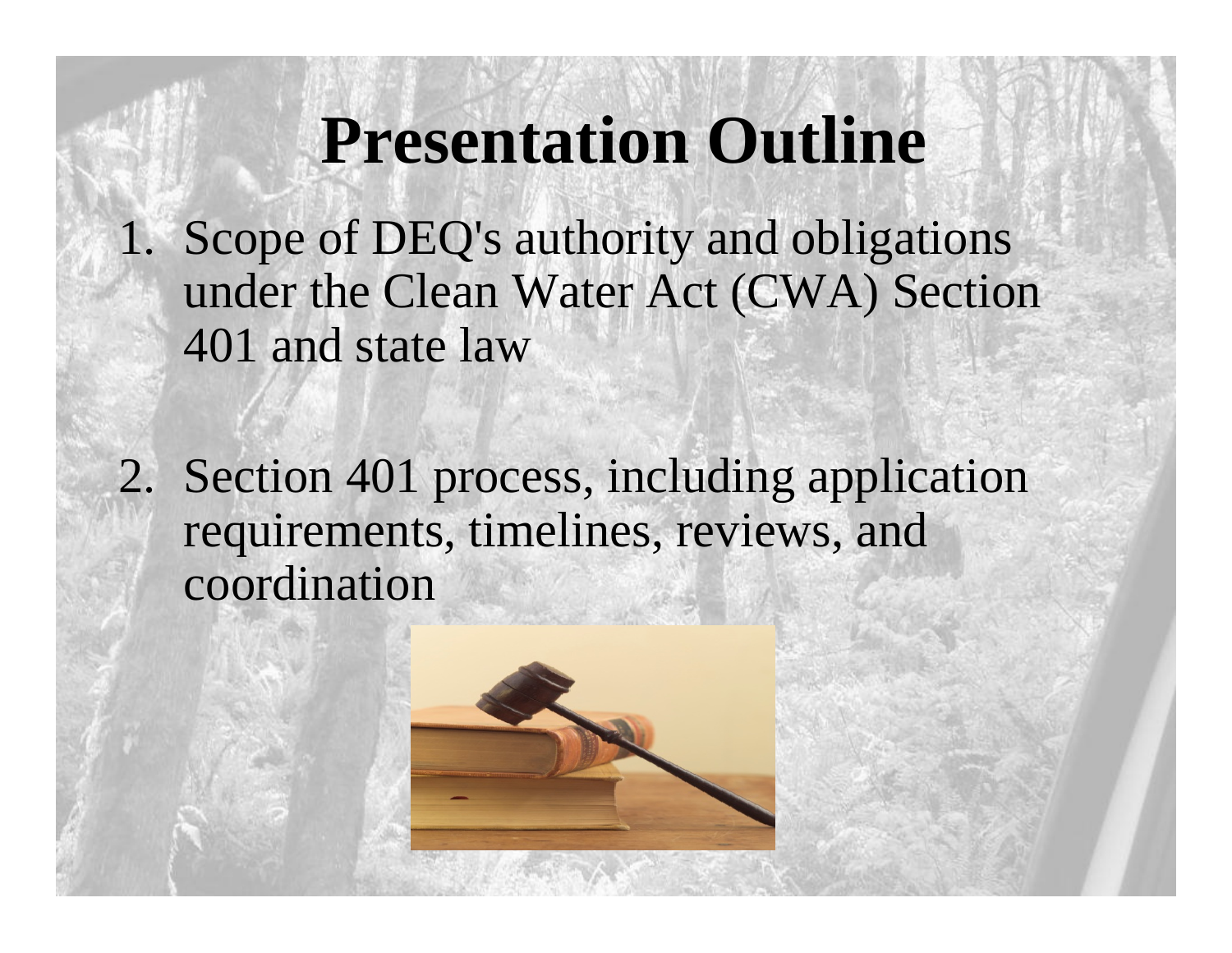# Presentation Outline

1. Scope of DEQ's authority and obligations under the Clean Water Act (CWA) Section 401 and state law

2. Section 401 process, including application requirements, timelines, reviews, and coordination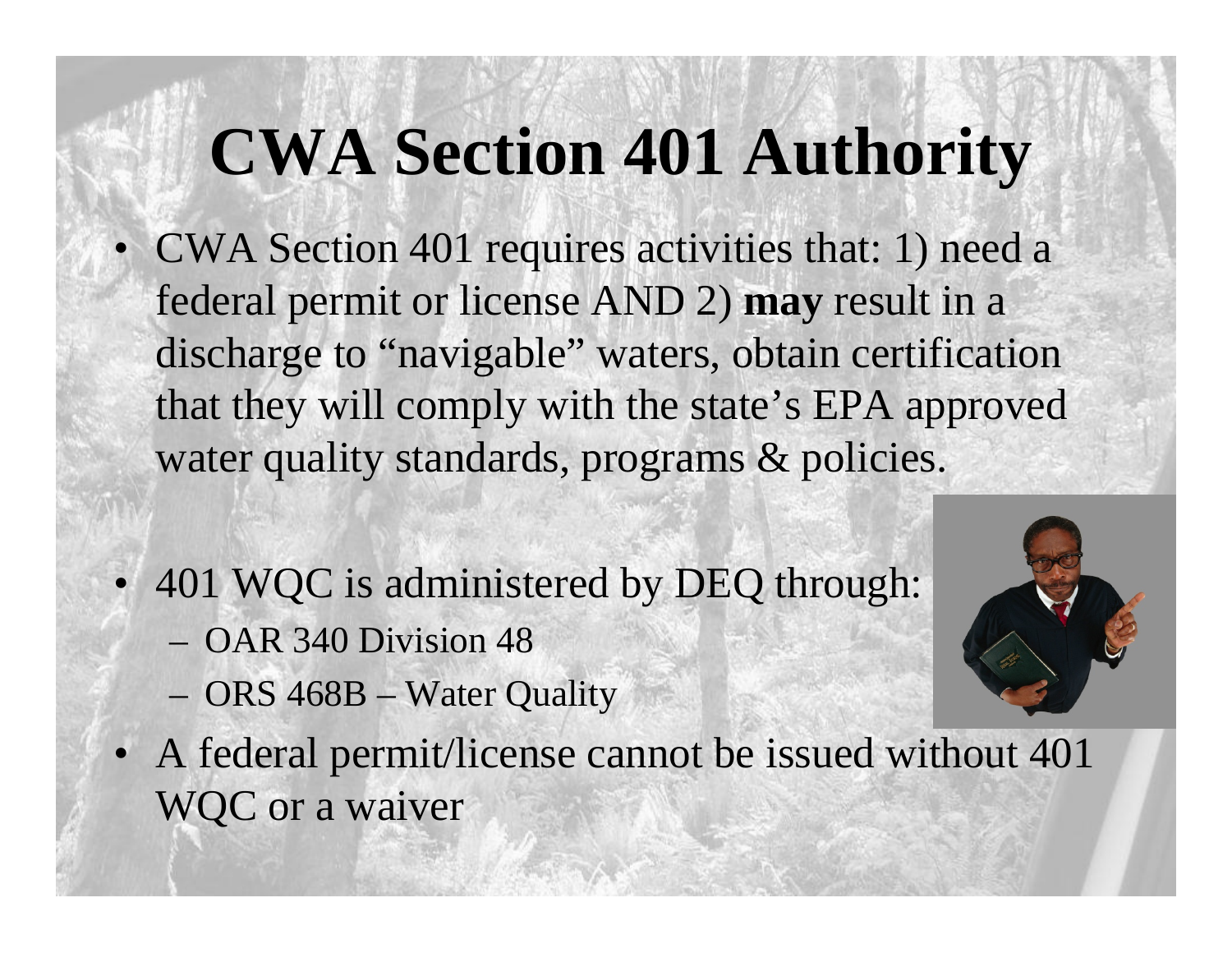# CWA Section 401 Authority

- CWA Section 401 requires activities that: 1) need a federal permit or license AND 2) **may** result in a discharge to "navigable" waters, obtain certification that they will comply with the state's EPA approved water quality standards, programs & policies.

- 401 WQC is administered by DEQ through:
  - OAR 340 Division 48
  - ORS 468B – Water Quality
- A federal permit/license cannot be issued without 401 WQC or a waiver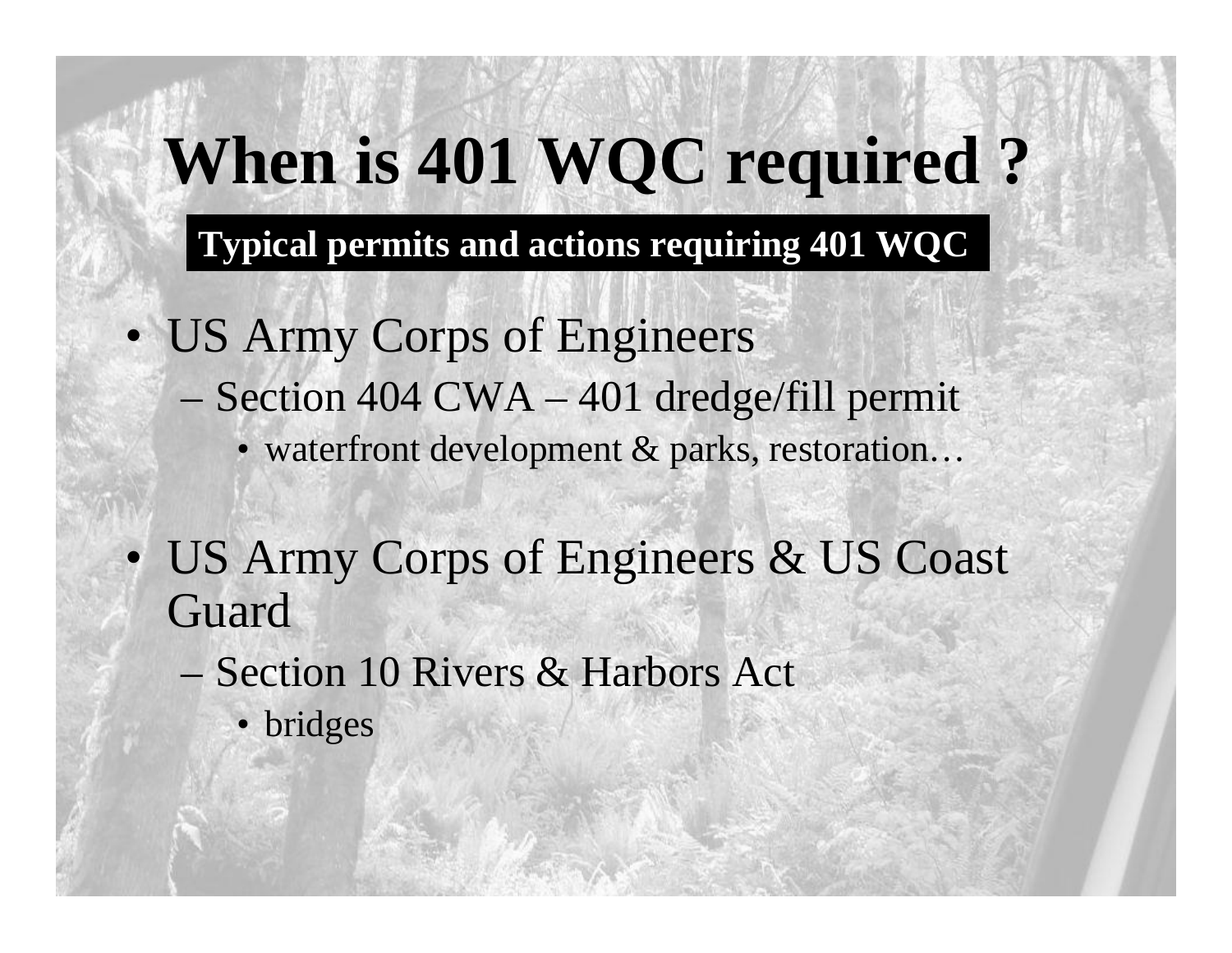# When is 401 WQC required ?

**Typical permits and actions requiring 401 WQC**

- US Army Corps of Engineers
  - Section 404 CWA – 401 dredge/fill permit
    - waterfront development & parks, restoration…
- US Army Corps of Engineers & US Coast Guard
  - Section 10 Rivers & Harbors Act
    - bridges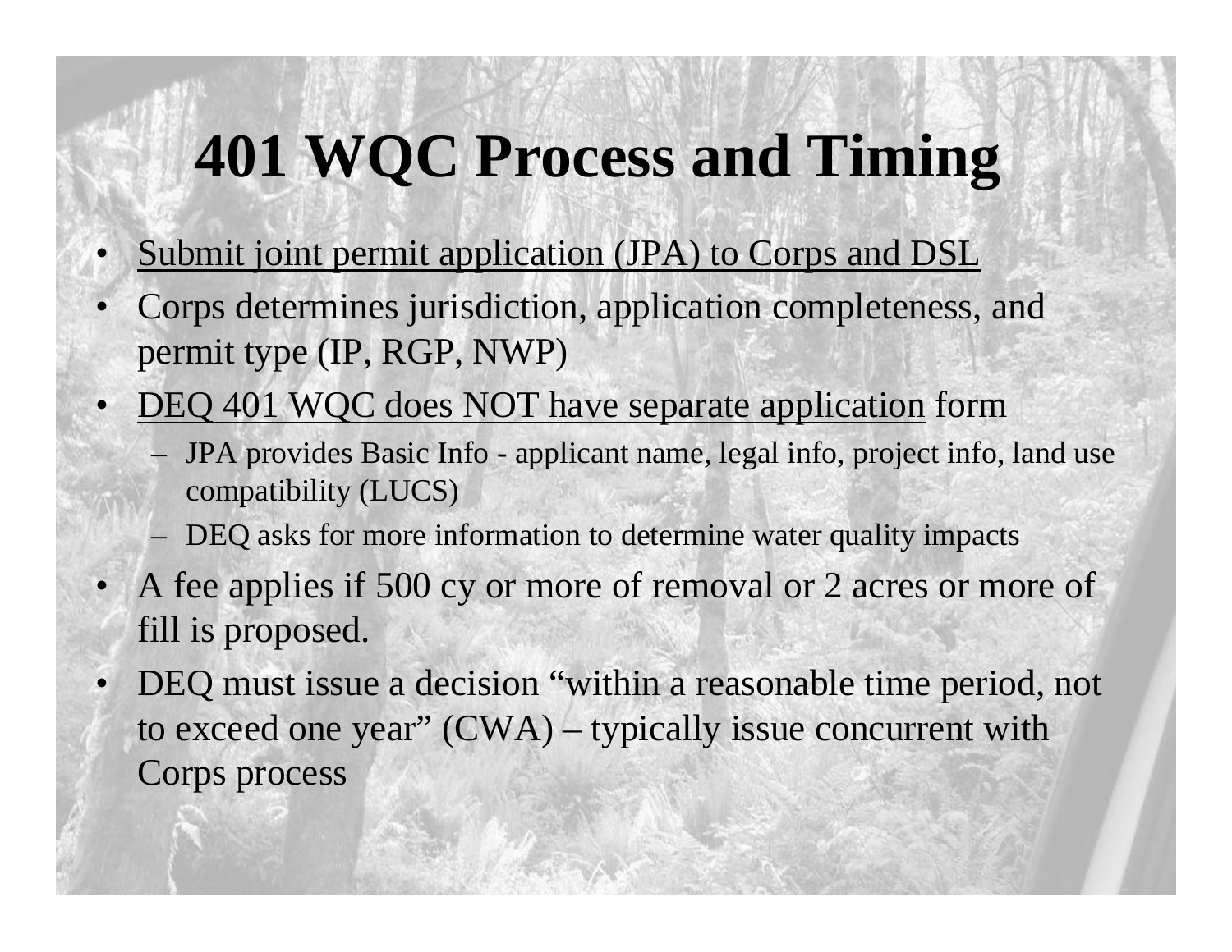# 401 WQC Process and Timing

- <u>Submit joint permit application (JPA) to Corps and DSL</u>
- Corps determines jurisdiction, application completeness, and permit type (IP, RGP, NWP)
- <u>DEQ 401 WQC does NOT have separate application</u> form
  - JPA provides Basic Info - applicant name, legal info, project info, land use compatibility (LUCS)
  - DEQ asks for more information to determine water quality impacts
- A fee applies if 500 cy or more of removal or 2 acres or more of fill is proposed.
- DEQ must issue a decision "within a reasonable time period, not to exceed one year" (CWA) – typically issue concurrent with Corps process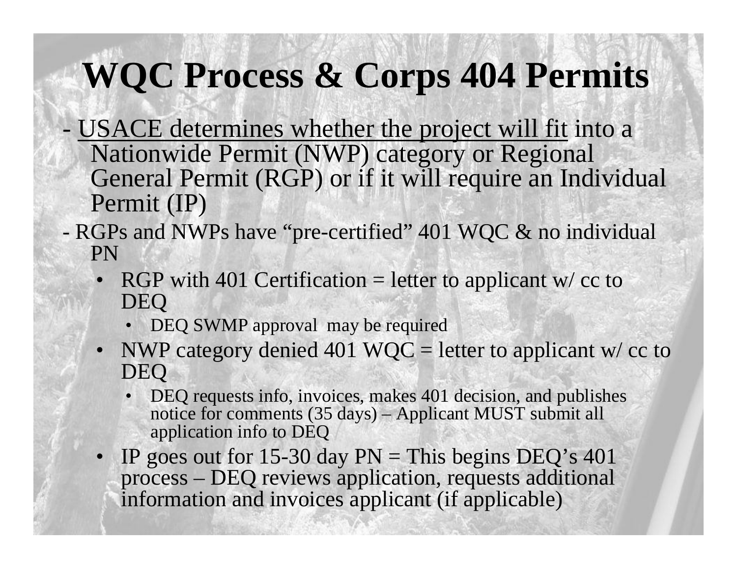# WQC Process & Corps 404 Permits

- <u>USACE determines whether the project will fit</u> into a Nationwide Permit (NWP) category or Regional General Permit (RGP) or if it will require an Individual Permit (IP)
- RGPs and NWPs have "pre-certified" 401 WQC & no individual PN
  - RGP with 401 Certification = letter to applicant w/ cc to DEQ
    - DEQ SWMP approval may be required
  - NWP category denied 401 WQC = letter to applicant w/ cc to DEQ
    - DEQ requests info, invoices, makes 401 decision, and publishes notice for comments (35 days) – Applicant MUST submit all application info to DEQ
  - IP goes out for 15-30 day PN = This begins DEQ's 401 process – DEQ reviews application, requests additional information and invoices applicant (if applicable)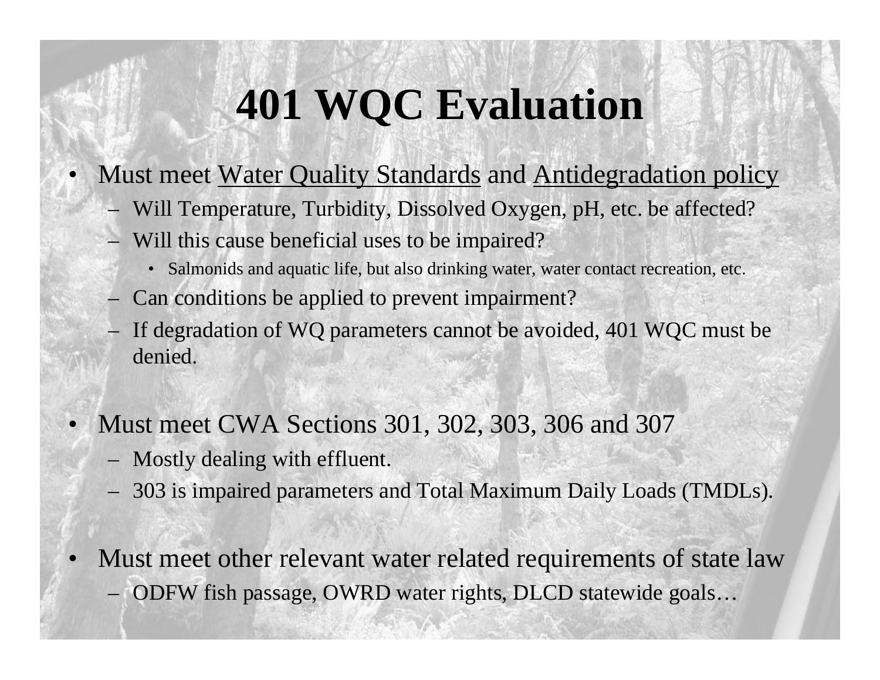# 401 WQC Evaluation

- Must meet Water Quality Standards and Antidegradation policy
  - Will Temperature, Turbidity, Dissolved Oxygen, pH, etc. be affected?
  - Will this cause beneficial uses to be impaired?
    - Salmonids and aquatic life, but also drinking water, water contact recreation, etc.
  - Can conditions be applied to prevent impairment?
  - If degradation of WQ parameters cannot be avoided, 401 WQC must be denied.

- Must meet CWA Sections 301, 302, 303, 306 and 307
  - Mostly dealing with effluent.
  - 303 is impaired parameters and Total Maximum Daily Loads (TMDLs).

- Must meet other relevant water related requirements of state law
  - ODFW fish passage, OWRD water rights, DLCD statewide goals…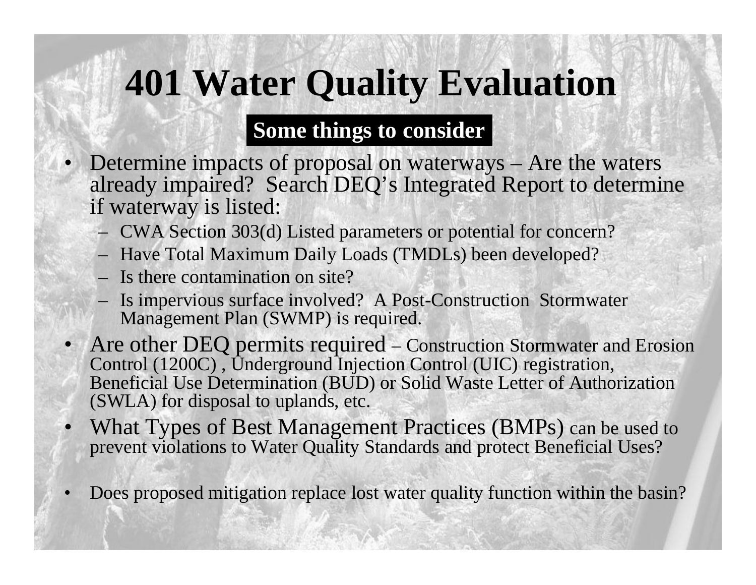# 401 Water Quality Evaluation

**Some things to consider**

- Determine impacts of proposal on waterways – Are the waters already impaired? Search DEQ's Integrated Report to determine if waterway is listed:
  - CWA Section 303(d) Listed parameters or potential for concern?
  - Have Total Maximum Daily Loads (TMDLs) been developed?
  - Is there contamination on site?
  - Is impervious surface involved? A Post-Construction Stormwater Management Plan (SWMP) is required.
- Are other DEQ permits required – Construction Stormwater and Erosion Control (1200C) , Underground Injection Control (UIC) registration, Beneficial Use Determination (BUD) or Solid Waste Letter of Authorization (SWLA) for disposal to uplands, etc.
- What Types of Best Management Practices (BMPs) can be used to prevent violations to Water Quality Standards and protect Beneficial Uses?
- Does proposed mitigation replace lost water quality function within the basin?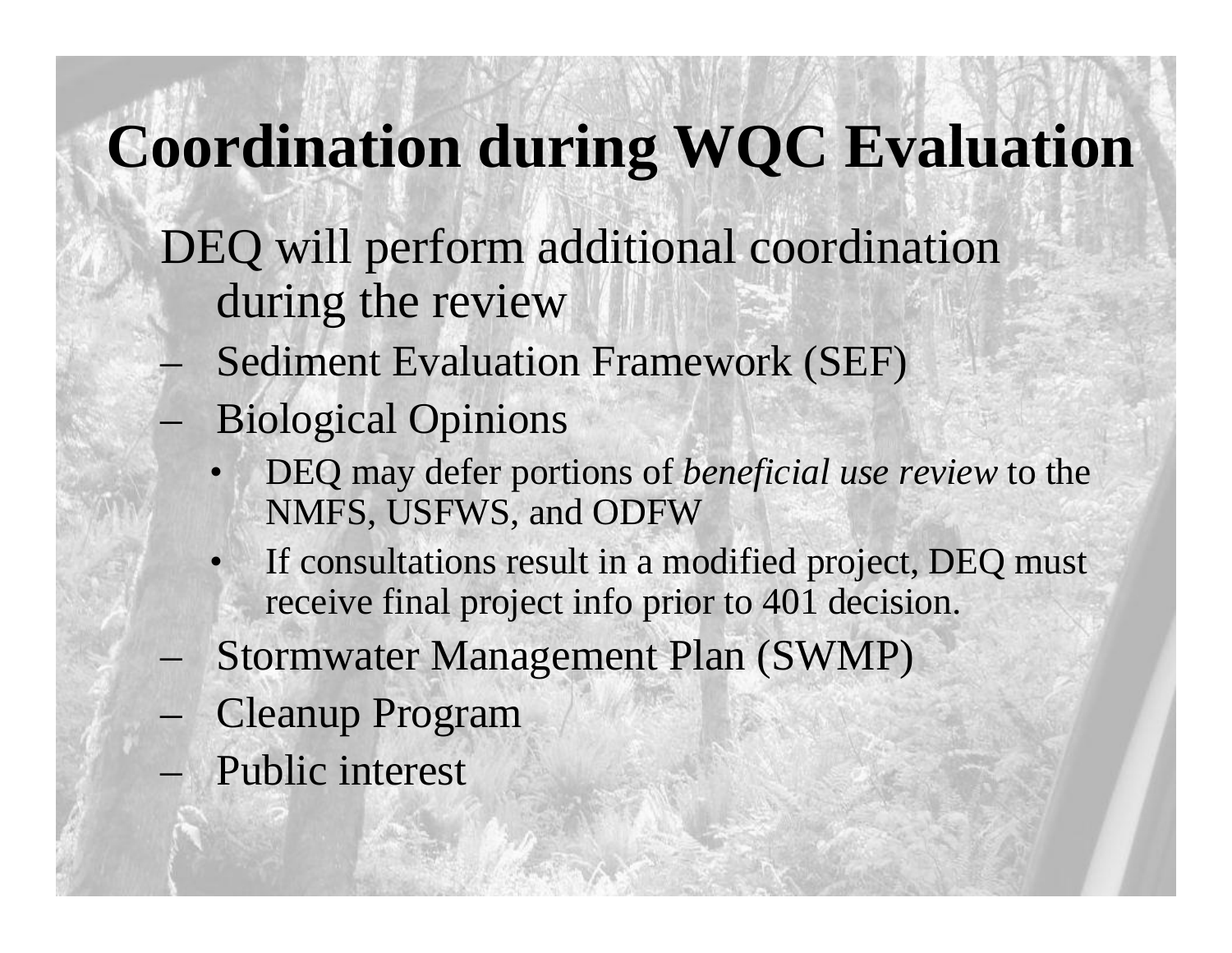# Coordination during WQC Evaluation

DEQ will perform additional coordination during the review

- Sediment Evaluation Framework (SEF)
- Biological Opinions
  - DEQ may defer portions of *beneficial use review* to the NMFS, USFWS, and ODFW
  - If consultations result in a modified project, DEQ must receive final project info prior to 401 decision.
- Stormwater Management Plan (SWMP)
- Cleanup Program
- Public interest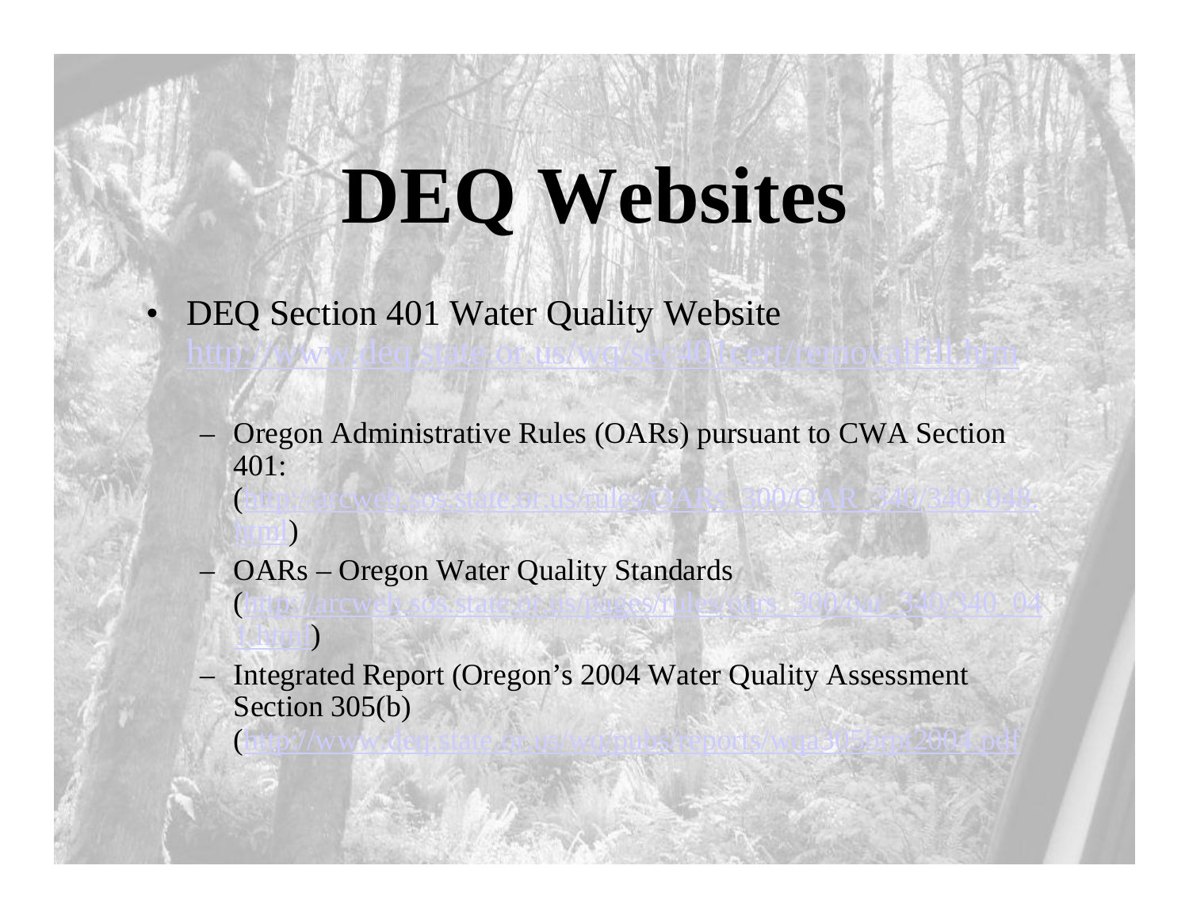# DEQ Websites

- DEQ Section 401 Water Quality Website
  http://www.deq.state.or.us/wq/sec401cert/removalfill.htm
  - Oregon Administrative Rules (OARs) pursuant to CWA Section 401:
    (http://arcweb.sos.state.or.us/rules/OARs_300/OAR_340/340_048.html)
  - OARs – Oregon Water Quality Standards
    (http://arcweb.sos.state.or.us/pages/rules/oars_300/oar_340/340_041.html)
  - Integrated Report (Oregon's 2004 Water Quality Assessment Section 305(b)
    (http://www.deq.state.or.us/wq/pubs/reports/wqa305brpt2004.pdf